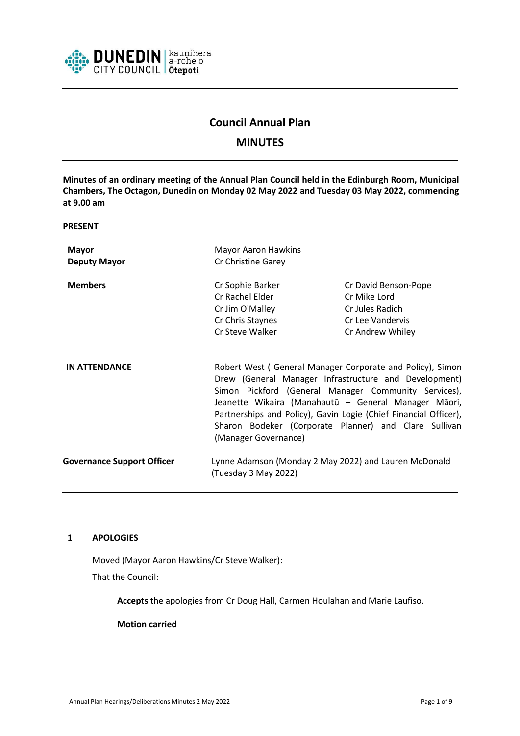# Council Annual Plan

## MINUTES

**Minutes of an ordinary meeting of the Annual Plan Council held in the Edinburgh Room, Municipal Chambers, The Octagon, Dunedin on Monday 02 May 2022 and Tuesday 03 May 2022, commencing at 9.00 am**

**PRESENT**

| | | |
|---|---|---|
| **Mayor** | Mayor Aaron Hawkins | |
| **Deputy Mayor** | Cr Christine Garey | |
| **Members** | Cr Sophie Barker | Cr David Benson-Pope |
| | Cr Rachel Elder | Cr Mike Lord |
| | Cr Jim O'Malley | Cr Jules Radich |
| | Cr Chris Staynes | Cr Lee Vandervis |
| | Cr Steve Walker | Cr Andrew Whiley |

**IN ATTENDANCE** Robert West ( General Manager Corporate and Policy), Simon Drew (General Manager Infrastructure and Development) Simon Pickford (General Manager Community Services), Jeanette Wikaira (Manahautū – General Manager Māori, Partnerships and Policy), Gavin Logie (Chief Financial Officer), Sharon Bodeker (Corporate Planner) and Clare Sullivan (Manager Governance)

**Governance Support Officer** Lynne Adamson (Monday 2 May 2022) and Lauren McDonald (Tuesday 3 May 2022)

## 1 APOLOGIES

Moved (Mayor Aaron Hawkins/Cr Steve Walker):

That the Council:

**Accepts** the apologies from Cr Doug Hall, Carmen Houlahan and Marie Laufiso.

**Motion carried**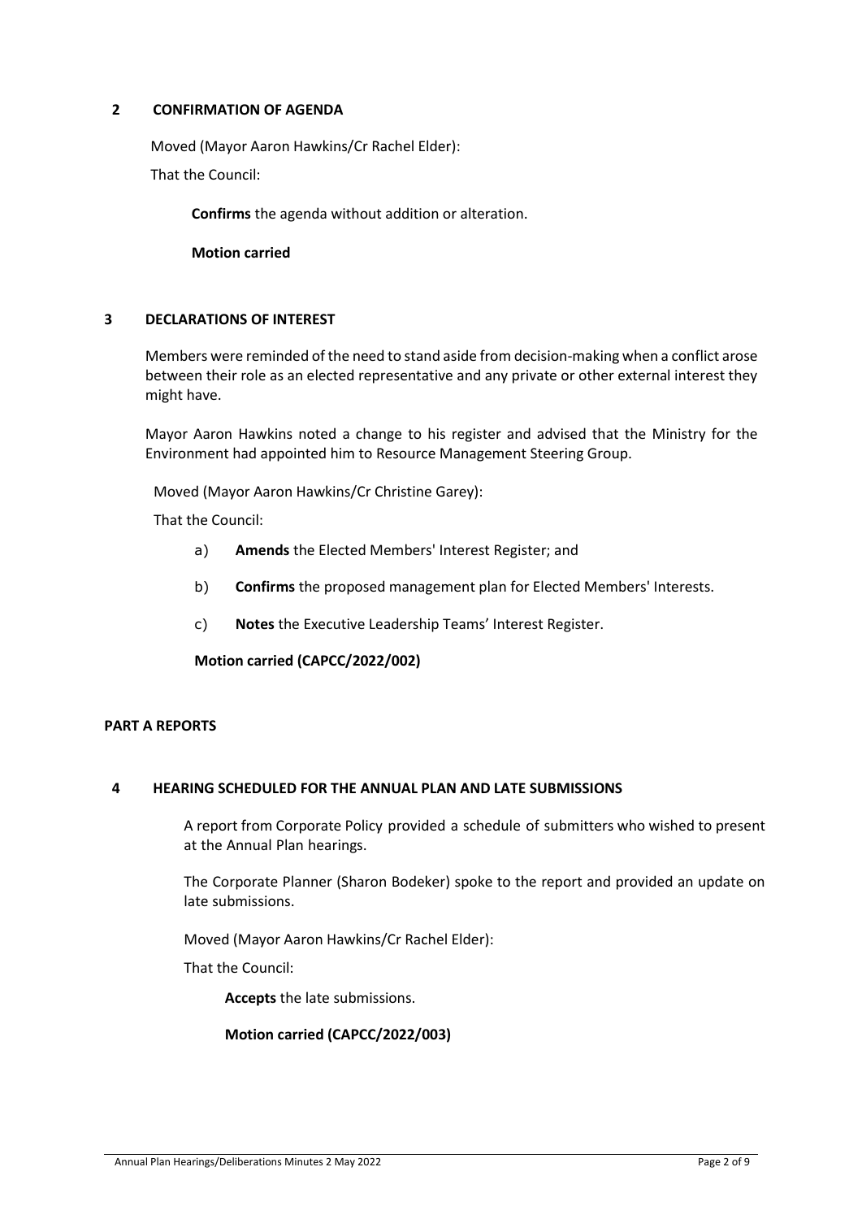## 2 CONFIRMATION OF AGENDA

Moved (Mayor Aaron Hawkins/Cr Rachel Elder):

That the Council:

**Confirms** the agenda without addition or alteration.

**Motion carried**

## 3 DECLARATIONS OF INTEREST

Members were reminded of the need to stand aside from decision-making when a conflict arose between their role as an elected representative and any private or other external interest they might have.

Mayor Aaron Hawkins noted a change to his register and advised that the Ministry for the Environment had appointed him to Resource Management Steering Group.

Moved (Mayor Aaron Hawkins/Cr Christine Garey):

That the Council:

a) **Amends** the Elected Members' Interest Register; and

b) **Confirms** the proposed management plan for Elected Members' Interests.

c) **Notes** the Executive Leadership Teams' Interest Register.

**Motion carried (CAPCC/2022/002)**

## PART A REPORTS

## 4 HEARING SCHEDULED FOR THE ANNUAL PLAN AND LATE SUBMISSIONS

A report from Corporate Policy provided a schedule of submitters who wished to present at the Annual Plan hearings.

The Corporate Planner (Sharon Bodeker) spoke to the report and provided an update on late submissions.

Moved (Mayor Aaron Hawkins/Cr Rachel Elder):

That the Council:

**Accepts** the late submissions.

**Motion carried (CAPCC/2022/003)**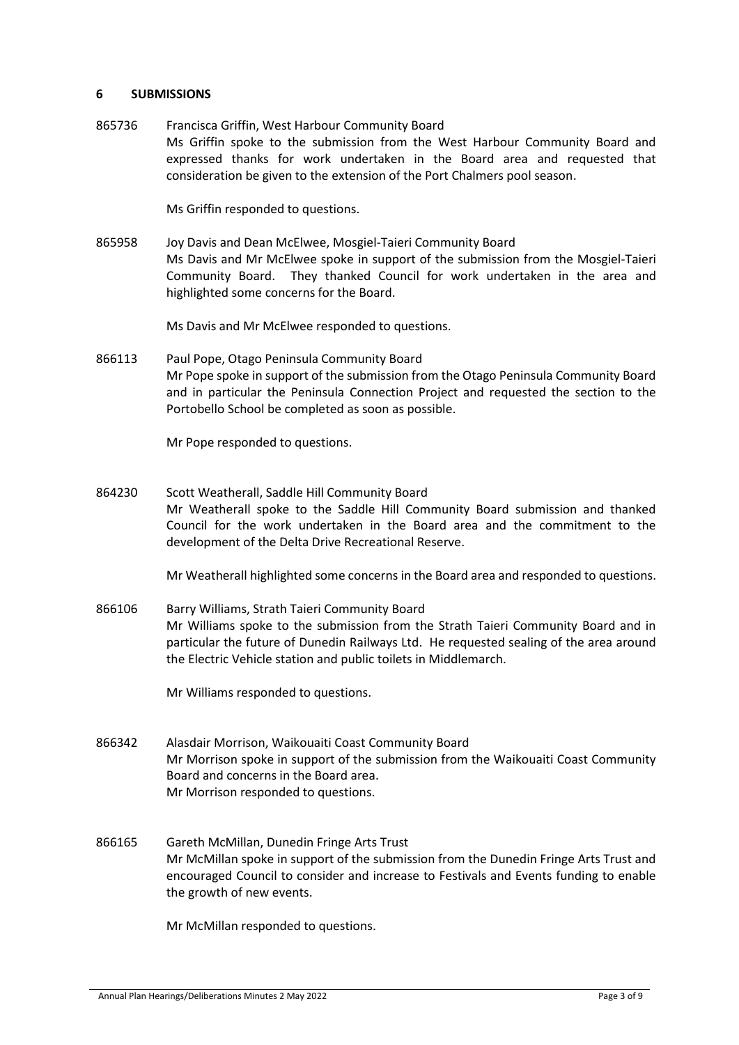## 6 SUBMISSIONS

865736 Francisca Griffin, West Harbour Community Board

Ms Griffin spoke to the submission from the West Harbour Community Board and expressed thanks for work undertaken in the Board area and requested that consideration be given to the extension of the Port Chalmers pool season.

Ms Griffin responded to questions.

865958 Joy Davis and Dean McElwee, Mosgiel-Taieri Community Board

Ms Davis and Mr McElwee spoke in support of the submission from the Mosgiel-Taieri Community Board. They thanked Council for work undertaken in the area and highlighted some concerns for the Board.

Ms Davis and Mr McElwee responded to questions.

866113 Paul Pope, Otago Peninsula Community Board

Mr Pope spoke in support of the submission from the Otago Peninsula Community Board and in particular the Peninsula Connection Project and requested the section to the Portobello School be completed as soon as possible.

Mr Pope responded to questions.

864230 Scott Weatherall, Saddle Hill Community Board

Mr Weatherall spoke to the Saddle Hill Community Board submission and thanked Council for the work undertaken in the Board area and the commitment to the development of the Delta Drive Recreational Reserve.

Mr Weatherall highlighted some concerns in the Board area and responded to questions.

866106 Barry Williams, Strath Taieri Community Board

Mr Williams spoke to the submission from the Strath Taieri Community Board and in particular the future of Dunedin Railways Ltd. He requested sealing of the area around the Electric Vehicle station and public toilets in Middlemarch.

Mr Williams responded to questions.

866342 Alasdair Morrison, Waikouaiti Coast Community Board

Mr Morrison spoke in support of the submission from the Waikouaiti Coast Community Board and concerns in the Board area.
Mr Morrison responded to questions.

866165 Gareth McMillan, Dunedin Fringe Arts Trust

Mr McMillan spoke in support of the submission from the Dunedin Fringe Arts Trust and encouraged Council to consider and increase to Festivals and Events funding to enable the growth of new events.

Mr McMillan responded to questions.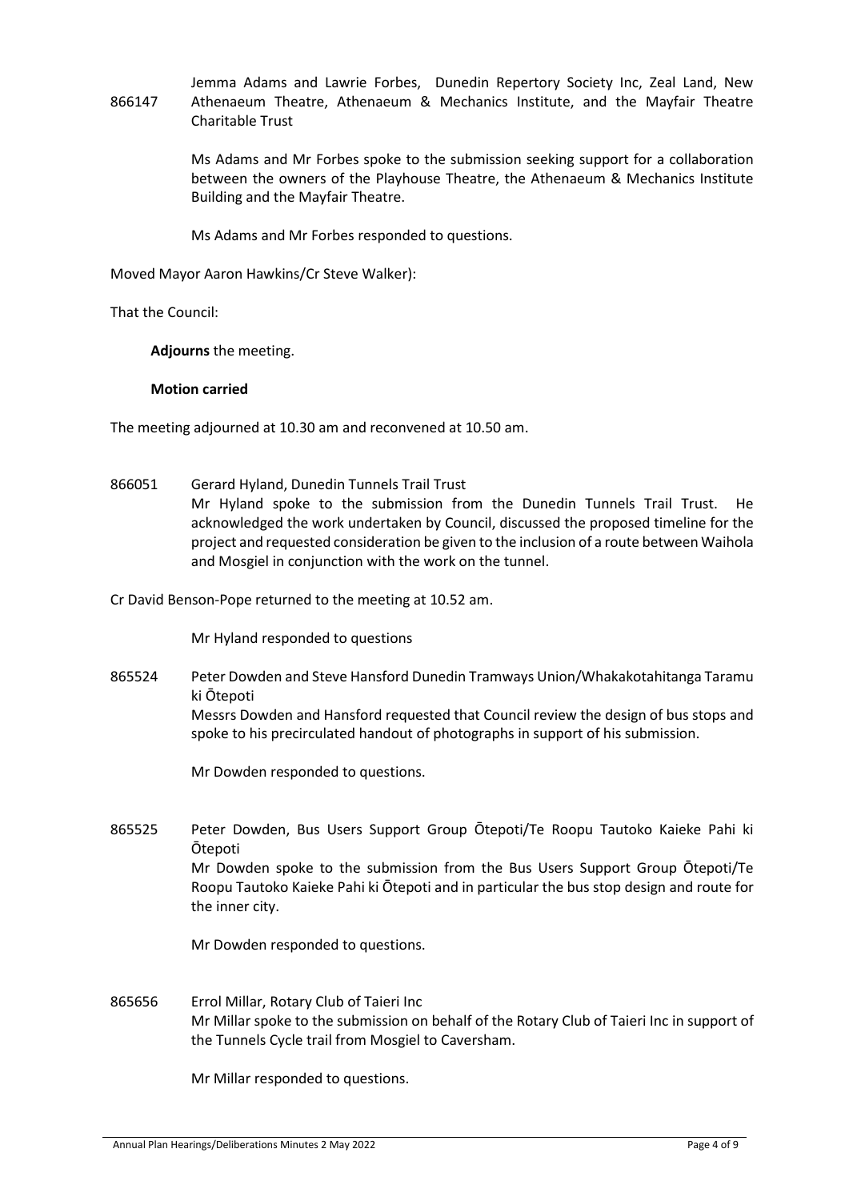866147 Jemma Adams and Lawrie Forbes, Dunedin Repertory Society Inc, Zeal Land, New Athenaeum Theatre, Athenaeum & Mechanics Institute, and the Mayfair Theatre Charitable Trust

Ms Adams and Mr Forbes spoke to the submission seeking support for a collaboration between the owners of the Playhouse Theatre, the Athenaeum & Mechanics Institute Building and the Mayfair Theatre.

Ms Adams and Mr Forbes responded to questions.

Moved Mayor Aaron Hawkins/Cr Steve Walker):

That the Council:

**Adjourns** the meeting.

**Motion carried**

The meeting adjourned at 10.30 am and reconvened at 10.50 am.

866051 Gerard Hyland, Dunedin Tunnels Trail Trust

Mr Hyland spoke to the submission from the Dunedin Tunnels Trail Trust. He acknowledged the work undertaken by Council, discussed the proposed timeline for the project and requested consideration be given to the inclusion of a route between Waihola and Mosgiel in conjunction with the work on the tunnel.

Cr David Benson-Pope returned to the meeting at 10.52 am.

Mr Hyland responded to questions

865524 Peter Dowden and Steve Hansford Dunedin Tramways Union/Whakakotahitanga Taramu ki Ōtepoti

Messrs Dowden and Hansford requested that Council review the design of bus stops and spoke to his precirculated handout of photographs in support of his submission.

Mr Dowden responded to questions.

865525 Peter Dowden, Bus Users Support Group Ōtepoti/Te Roopu Tautoko Kaieke Pahi ki Ōtepoti

Mr Dowden spoke to the submission from the Bus Users Support Group Ōtepoti/Te Roopu Tautoko Kaieke Pahi ki Ōtepoti and in particular the bus stop design and route for the inner city.

Mr Dowden responded to questions.

865656 Errol Millar, Rotary Club of Taieri Inc

Mr Millar spoke to the submission on behalf of the Rotary Club of Taieri Inc in support of the Tunnels Cycle trail from Mosgiel to Caversham.

Mr Millar responded to questions.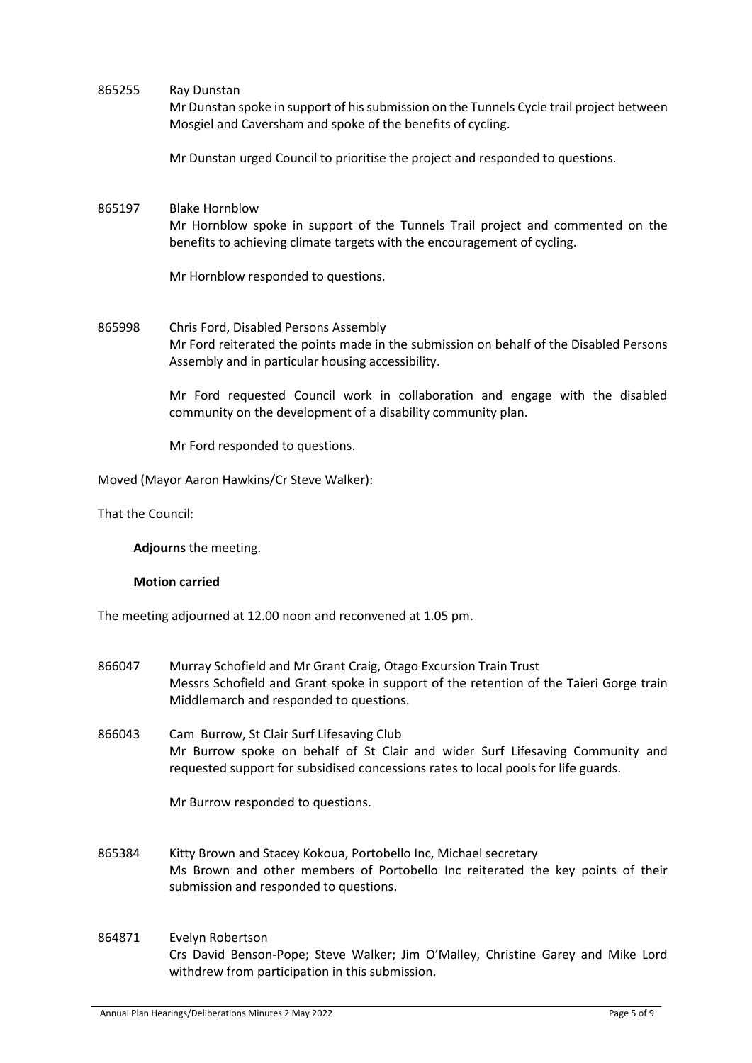865255 Ray Dunstan

Mr Dunstan spoke in support of his submission on the Tunnels Cycle trail project between Mosgiel and Caversham and spoke of the benefits of cycling.

Mr Dunstan urged Council to prioritise the project and responded to questions.

865197 Blake Hornblow

Mr Hornblow spoke in support of the Tunnels Trail project and commented on the benefits to achieving climate targets with the encouragement of cycling.

Mr Hornblow responded to questions.

865998 Chris Ford, Disabled Persons Assembly

Mr Ford reiterated the points made in the submission on behalf of the Disabled Persons Assembly and in particular housing accessibility.

Mr Ford requested Council work in collaboration and engage with the disabled community on the development of a disability community plan.

Mr Ford responded to questions.

Moved (Mayor Aaron Hawkins/Cr Steve Walker):

That the Council:

**Adjourns** the meeting.

**Motion carried**

The meeting adjourned at 12.00 noon and reconvened at 1.05 pm.

866047 Murray Schofield and Mr Grant Craig, Otago Excursion Train Trust

Messrs Schofield and Grant spoke in support of the retention of the Taieri Gorge train Middlemarch and responded to questions.

866043 Cam Burrow, St Clair Surf Lifesaving Club

Mr Burrow spoke on behalf of St Clair and wider Surf Lifesaving Community and requested support for subsidised concessions rates to local pools for life guards.

Mr Burrow responded to questions.

865384 Kitty Brown and Stacey Kokoua, Portobello Inc, Michael secretary

Ms Brown and other members of Portobello Inc reiterated the key points of their submission and responded to questions.

864871 Evelyn Robertson

Crs David Benson-Pope; Steve Walker; Jim O'Malley, Christine Garey and Mike Lord withdrew from participation in this submission.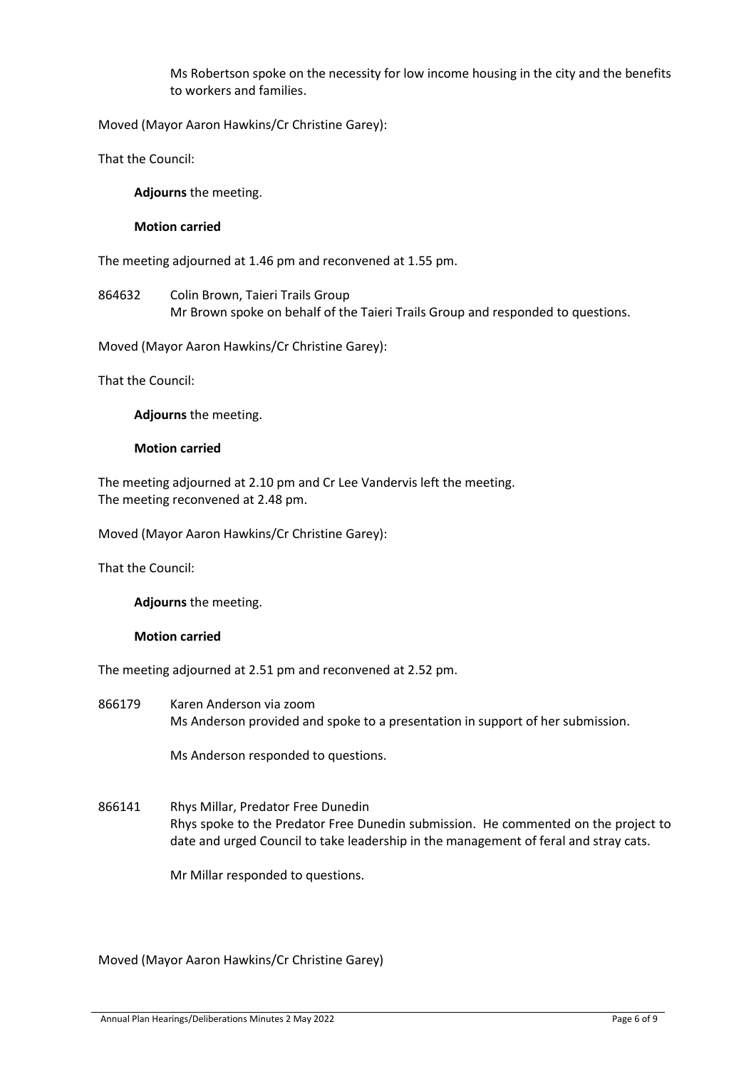Ms Robertson spoke on the necessity for low income housing in the city and the benefits to workers and families.

Moved (Mayor Aaron Hawkins/Cr Christine Garey):

That the Council:

**Adjourns** the meeting.

**Motion carried**

The meeting adjourned at 1.46 pm and reconvened at 1.55 pm.

864632 Colin Brown, Taieri Trails Group
Mr Brown spoke on behalf of the Taieri Trails Group and responded to questions.

Moved (Mayor Aaron Hawkins/Cr Christine Garey):

That the Council:

**Adjourns** the meeting.

**Motion carried**

The meeting adjourned at 2.10 pm and Cr Lee Vandervis left the meeting.
The meeting reconvened at 2.48 pm.

Moved (Mayor Aaron Hawkins/Cr Christine Garey):

That the Council:

**Adjourns** the meeting.

**Motion carried**

The meeting adjourned at 2.51 pm and reconvened at 2.52 pm.

866179 Karen Anderson via zoom
Ms Anderson provided and spoke to a presentation in support of her submission.

Ms Anderson responded to questions.

866141 Rhys Millar, Predator Free Dunedin
Rhys spoke to the Predator Free Dunedin submission. He commented on the project to date and urged Council to take leadership in the management of feral and stray cats.

Mr Millar responded to questions.

Moved (Mayor Aaron Hawkins/Cr Christine Garey)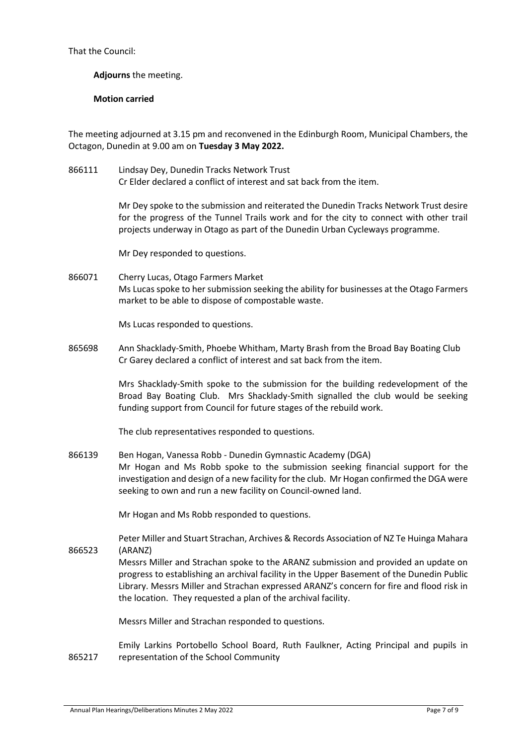That the Council:

**Adjourns** the meeting.

**Motion carried**

The meeting adjourned at 3.15 pm and reconvened in the Edinburgh Room, Municipal Chambers, the Octagon, Dunedin at 9.00 am on **Tuesday 3 May 2022.**

866111 Lindsay Dey, Dunedin Tracks Network Trust
Cr Elder declared a conflict of interest and sat back from the item.

Mr Dey spoke to the submission and reiterated the Dunedin Tracks Network Trust desire for the progress of the Tunnel Trails work and for the city to connect with other trail projects underway in Otago as part of the Dunedin Urban Cycleways programme.

Mr Dey responded to questions.

866071 Cherry Lucas, Otago Farmers Market
Ms Lucas spoke to her submission seeking the ability for businesses at the Otago Farmers market to be able to dispose of compostable waste.

Ms Lucas responded to questions.

865698 Ann Shacklady-Smith, Phoebe Whitham, Marty Brash from the Broad Bay Boating Club
Cr Garey declared a conflict of interest and sat back from the item.

Mrs Shacklady-Smith spoke to the submission for the building redevelopment of the Broad Bay Boating Club. Mrs Shacklady-Smith signalled the club would be seeking funding support from Council for future stages of the rebuild work.

The club representatives responded to questions.

866139 Ben Hogan, Vanessa Robb - Dunedin Gymnastic Academy (DGA)
Mr Hogan and Ms Robb spoke to the submission seeking financial support for the investigation and design of a new facility for the club. Mr Hogan confirmed the DGA were seeking to own and run a new facility on Council-owned land.

Mr Hogan and Ms Robb responded to questions.

866523 Peter Miller and Stuart Strachan, Archives & Records Association of NZ Te Huinga Mahara (ARANZ)
Messrs Miller and Strachan spoke to the ARANZ submission and provided an update on progress to establishing an archival facility in the Upper Basement of the Dunedin Public Library. Messrs Miller and Strachan expressed ARANZ's concern for fire and flood risk in the location. They requested a plan of the archival facility.

Messrs Miller and Strachan responded to questions.

865217 Emily Larkins Portobello School Board, Ruth Faulkner, Acting Principal and pupils in representation of the School Community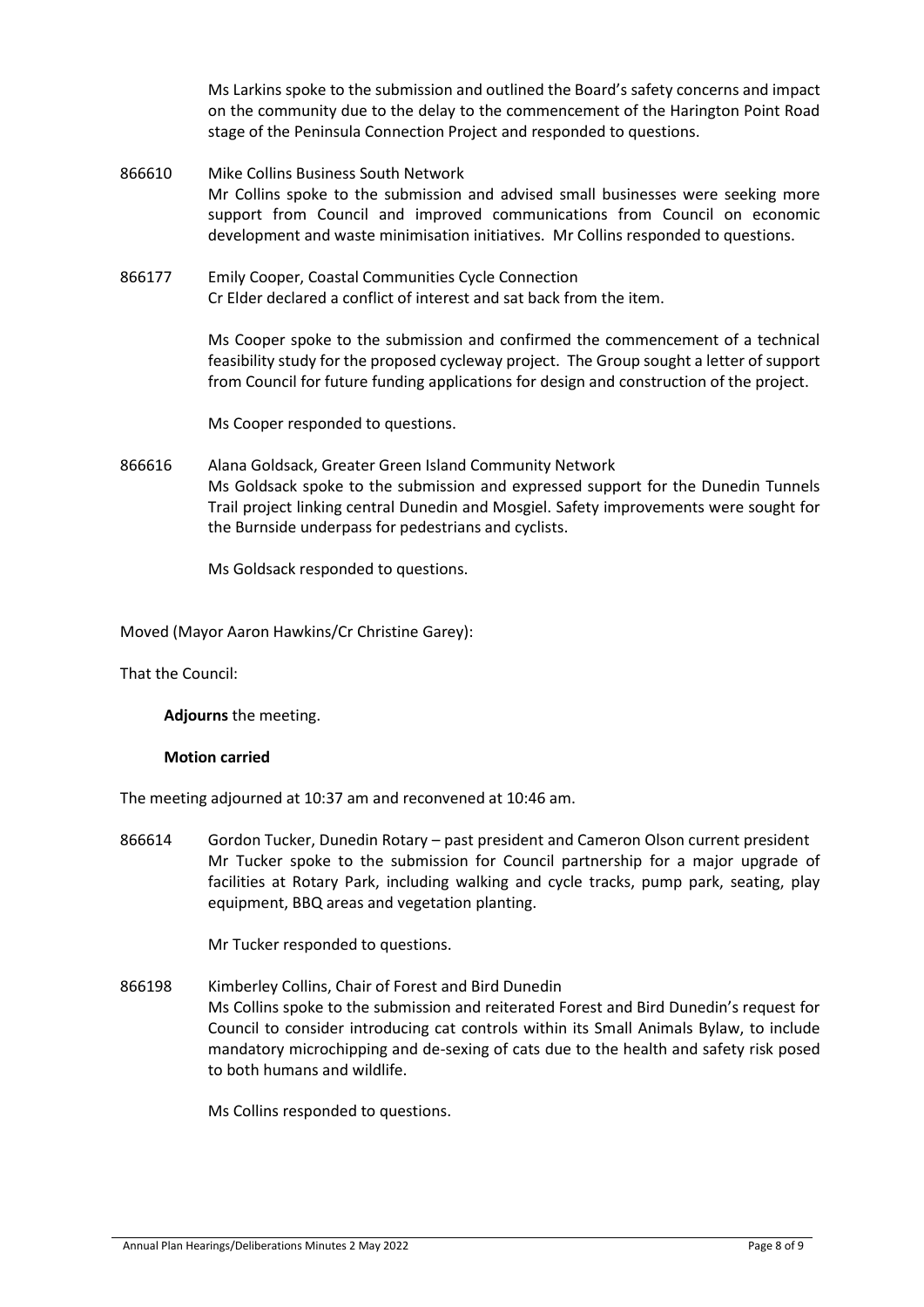Ms Larkins spoke to the submission and outlined the Board's safety concerns and impact on the community due to the delay to the commencement of the Harington Point Road stage of the Peninsula Connection Project and responded to questions.

866610 Mike Collins Business South Network
Mr Collins spoke to the submission and advised small businesses were seeking more support from Council and improved communications from Council on economic development and waste minimisation initiatives. Mr Collins responded to questions.

866177 Emily Cooper, Coastal Communities Cycle Connection
Cr Elder declared a conflict of interest and sat back from the item.

Ms Cooper spoke to the submission and confirmed the commencement of a technical feasibility study for the proposed cycleway project. The Group sought a letter of support from Council for future funding applications for design and construction of the project.

Ms Cooper responded to questions.

866616 Alana Goldsack, Greater Green Island Community Network
Ms Goldsack spoke to the submission and expressed support for the Dunedin Tunnels Trail project linking central Dunedin and Mosgiel. Safety improvements were sought for the Burnside underpass for pedestrians and cyclists.

Ms Goldsack responded to questions.

Moved (Mayor Aaron Hawkins/Cr Christine Garey):

That the Council:

**Adjourns** the meeting.

**Motion carried**

The meeting adjourned at 10:37 am and reconvened at 10:46 am.

866614 Gordon Tucker, Dunedin Rotary – past president and Cameron Olson current president
Mr Tucker spoke to the submission for Council partnership for a major upgrade of facilities at Rotary Park, including walking and cycle tracks, pump park, seating, play equipment, BBQ areas and vegetation planting.

Mr Tucker responded to questions.

866198 Kimberley Collins, Chair of Forest and Bird Dunedin
Ms Collins spoke to the submission and reiterated Forest and Bird Dunedin's request for Council to consider introducing cat controls within its Small Animals Bylaw, to include mandatory microchipping and de-sexing of cats due to the health and safety risk posed to both humans and wildlife.

Ms Collins responded to questions.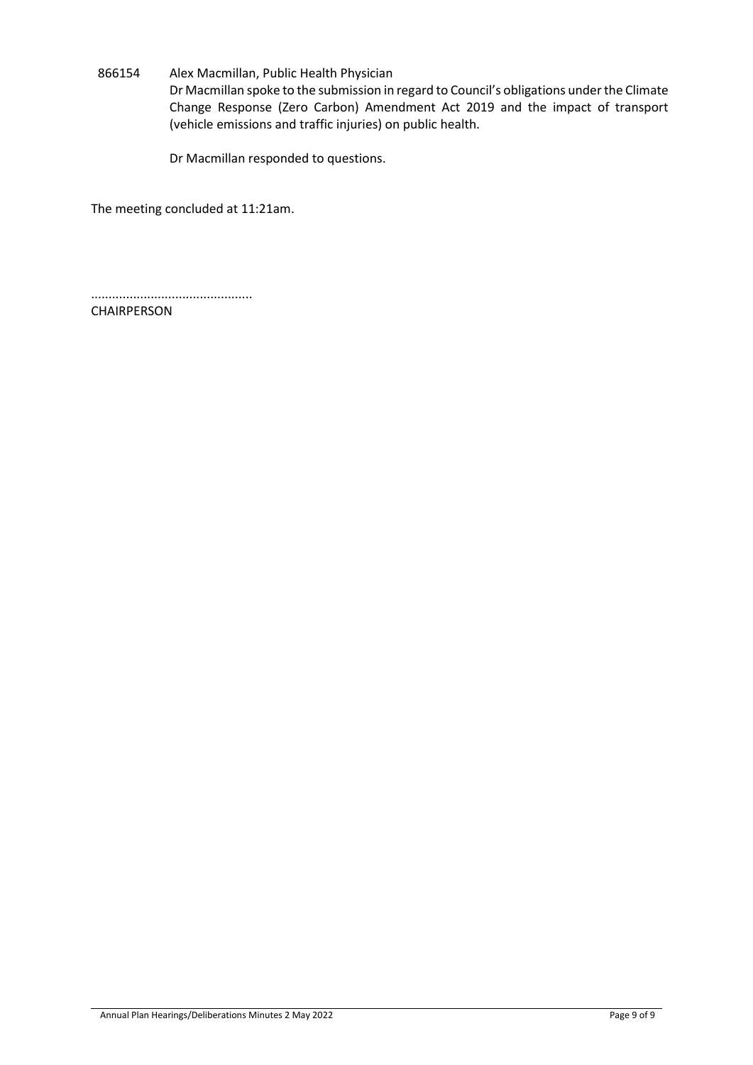866154 Alex Macmillan, Public Health Physician

Dr Macmillan spoke to the submission in regard to Council's obligations under the Climate Change Response (Zero Carbon) Amendment Act 2019 and the impact of transport (vehicle emissions and traffic injuries) on public health.

Dr Macmillan responded to questions.

The meeting concluded at 11:21am.

.............................................

CHAIRPERSON